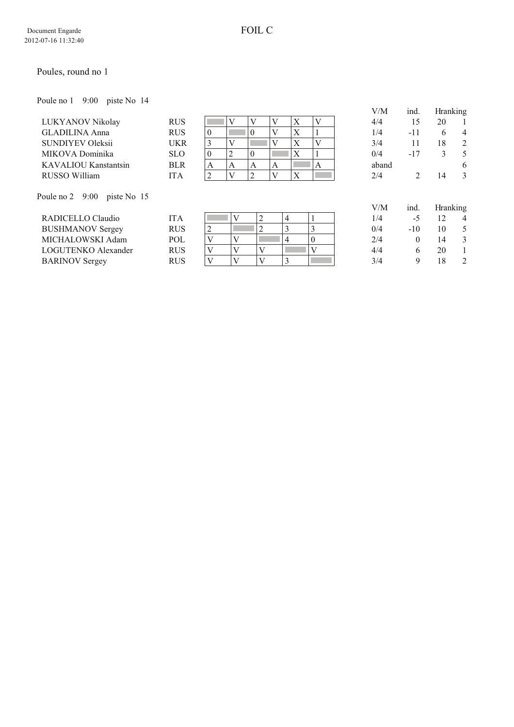# FOIL C

Document Engarde
2012-07-16 11:32:40

## Poules, round no 1

Poule no 1    9:00    piste No  14

| | | 1 | 2 | 3 | 4 | 5 | 6 | V/M | ind. | Hranking | |
|---|---|---|---|---|---|---|---|---|---|---|---|
| LUKYANOV Nikolay | RUS | | V | V | V | X | V | 4/4 | 15 | 20 | 1 |
| GLADILINA Anna | RUS | 0 | | 0 | V | X | 1 | 1/4 | -11 | 6 | 4 |
| SUNDIYEV Oleksii | UKR | 3 | V | | V | X | V | 3/4 | 11 | 18 | 2 |
| MIKOVA Dominika | SLO | 0 | 2 | 0 | | X | 1 | 0/4 | -17 | 3 | 5 |
| KAVALIOU Kanstantsin | BLR | A | A | A | A | | A | aband | | | 6 |
| RUSSO William | ITA | 2 | V | 2 | V | X | | 2/4 | 2 | 14 | 3 |

Poule no 2    9:00    piste No  15

| | | 1 | 2 | 3 | 4 | 5 | V/M | ind. | Hranking | |
|---|---|---|---|---|---|---|---|---|---|---|
| RADICELLO Claudio | ITA | | V | 2 | 4 | 1 | 1/4 | -5 | 12 | 4 |
| BUSHMANOV Sergey | RUS | 2 | | 2 | 3 | 3 | 0/4 | -10 | 10 | 5 |
| MICHALOWSKI Adam | POL | V | V | | 4 | 0 | 2/4 | 0 | 14 | 3 |
| LOGUTENKO Alexander | RUS | V | V | V | | V | 4/4 | 6 | 20 | 1 |
| BARINOV Sergey | RUS | V | V | V | 3 | | 3/4 | 9 | 18 | 2 |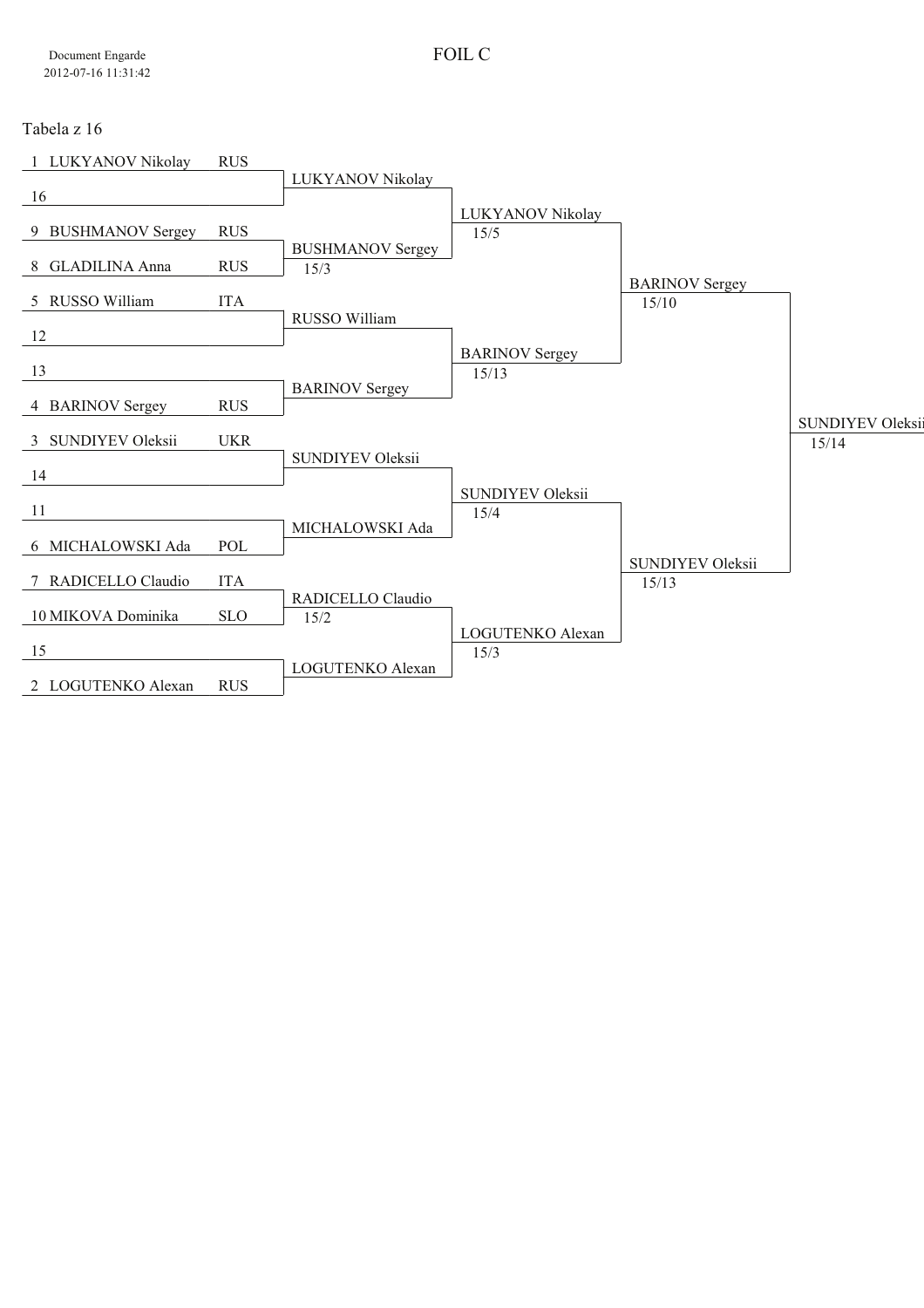# FOIL C

Document Engarde
2012-07-16 11:31:42

## Tabela z 16

| Tabela z 16 | | Tabela z 8 | Tabela z 4 | Półfinał | Finał |
|---|---|---|---|---|---|
| 1 LUKYANOV Nikolay | RUS | LUKYANOV Nikolay | LUKYANOV Nikolay 15/5 | BARINOV Sergey 15/10 | SUNDIYEV Oleksii 15/14 |
| 16 | | | | | |
| 9 BUSHMANOV Sergey | RUS | BUSHMANOV Sergey 15/3 | | | |
| 8 GLADILINA Anna | RUS | | | | |
| 5 RUSSO William | ITA | RUSSO William | BARINOV Sergey 15/13 | | |
| 12 | | | | | |
| 13 | | BARINOV Sergey | | | |
| 4 BARINOV Sergey | RUS | | | | |
| 3 SUNDIYEV Oleksii | UKR | SUNDIYEV Oleksii | SUNDIYEV Oleksii 15/4 | SUNDIYEV Oleksii 15/13 | |
| 14 | | | | | |
| 11 | | MICHALOWSKI Ada | | | |
| 6 MICHALOWSKI Ada | POL | | | | |
| 7 RADICELLO Claudio | ITA | RADICELLO Claudio 15/2 | LOGUTENKO Alexan 15/3 | | |
| 10 MIKOVA Dominika | SLO | | | | |
| 15 | | LOGUTENKO Alexan | | | |
| 2 LOGUTENKO Alexan | RUS | | | | |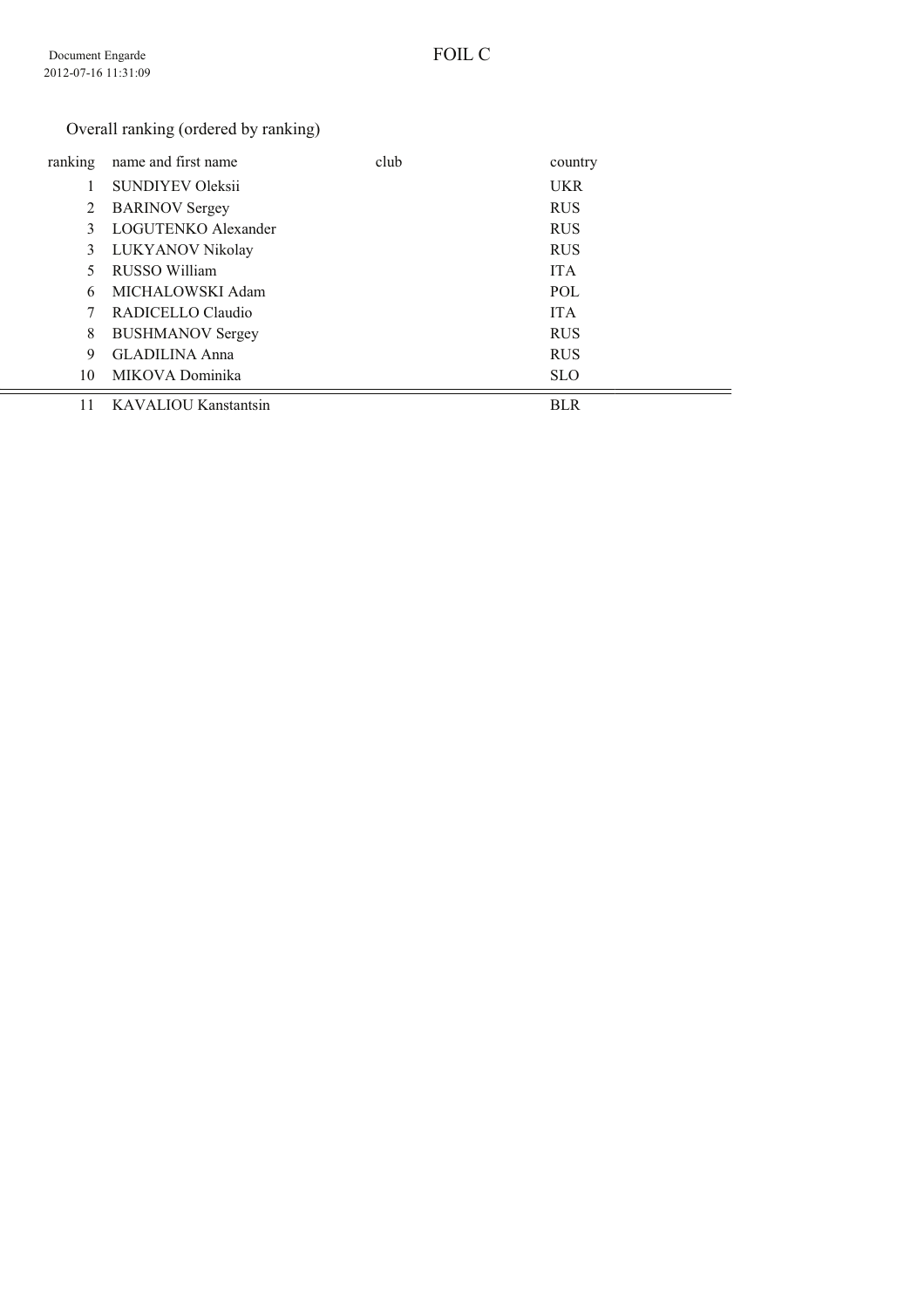Document Engarde
2012-07-16 11:31:09

# FOIL C

## Overall ranking (ordered by ranking)

| ranking | name and first name | club | country |
|---|---|---|---|
| 1 | SUNDIYEV Oleksii | | UKR |
| 2 | BARINOV Sergey | | RUS |
| 3 | LOGUTENKO Alexander | | RUS |
| 3 | LUKYANOV Nikolay | | RUS |
| 5 | RUSSO William | | ITA |
| 6 | MICHALOWSKI Adam | | POL |
| 7 | RADICELLO Claudio | | ITA |
| 8 | BUSHMANOV Sergey | | RUS |
| 9 | GLADILINA Anna | | RUS |
| 10 | MIKOVA Dominika | | SLO |
| 11 | KAVALIOU Kanstantsin | | BLR |